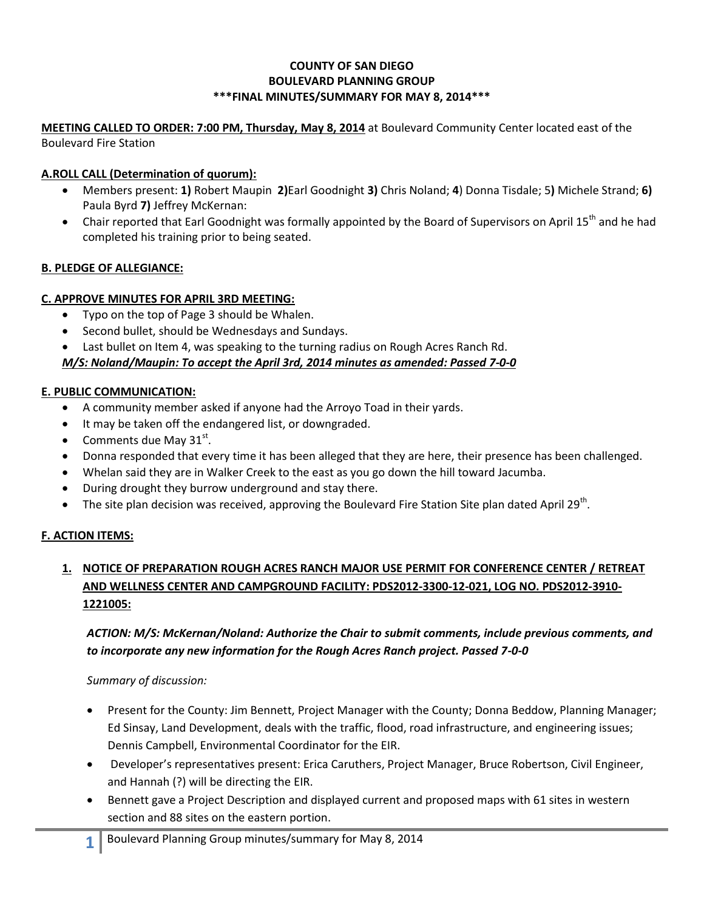**COUNTY OF SAN DIEGO**
**BOULEVARD PLANNING GROUP**
**\*\*\*FINAL MINUTES/SUMMARY FOR MAY 8, 2014\*\*\***

**MEETING CALLED TO ORDER: 7:00 PM, Thursday, May 8, 2014** at Boulevard Community Center located east of the Boulevard Fire Station

**A.ROLL CALL (Determination of quorum):**

- Members present: **1)** Robert Maupin **2)**Earl Goodnight **3)** Chris Noland; **4**) Donna Tisdale; 5**)** Michele Strand; **6)** Paula Byrd **7)** Jeffrey McKernan:
- Chair reported that Earl Goodnight was formally appointed by the Board of Supervisors on April 15th and he had completed his training prior to being seated.

**B. PLEDGE OF ALLEGIANCE:**

**C. APPROVE MINUTES FOR APRIL 3RD MEETING:**

- Typo on the top of Page 3 should be Whalen.
- Second bullet, should be Wednesdays and Sundays.
- Last bullet on Item 4, was speaking to the turning radius on Rough Acres Ranch Rd.

***M/S: Noland/Maupin: To accept the April 3rd, 2014 minutes as amended: Passed 7-0-0***

**E. PUBLIC COMMUNICATION:**

- A community member asked if anyone had the Arroyo Toad in their yards.
- It may be taken off the endangered list, or downgraded.
- Comments due May 31st.
- Donna responded that every time it has been alleged that they are here, their presence has been challenged.
- Whelan said they are in Walker Creek to the east as you go down the hill toward Jacumba.
- During drought they burrow underground and stay there.
- The site plan decision was received, approving the Boulevard Fire Station Site plan dated April 29th.

**F. ACTION ITEMS:**

1. **NOTICE OF PREPARATION ROUGH ACRES RANCH MAJOR USE PERMIT FOR CONFERENCE CENTER / RETREAT AND WELLNESS CENTER AND CAMPGROUND FACILITY: PDS2012-3300-12-021, LOG NO. PDS2012-3910-1221005:**

   ***ACTION: M/S: McKernan/Noland: Authorize the Chair to submit comments, include previous comments, and to incorporate any new information for the Rough Acres Ranch project. Passed 7-0-0***

   *Summary of discussion:*

   - Present for the County: Jim Bennett, Project Manager with the County; Donna Beddow, Planning Manager; Ed Sinsay, Land Development, deals with the traffic, flood, road infrastructure, and engineering issues; Dennis Campbell, Environmental Coordinator for the EIR.
   - Developer's representatives present: Erica Caruthers, Project Manager, Bruce Robertson, Civil Engineer, and Hannah (?) will be directing the EIR.
   - Bennett gave a Project Description and displayed current and proposed maps with 61 sites in western section and 88 sites on the eastern portion.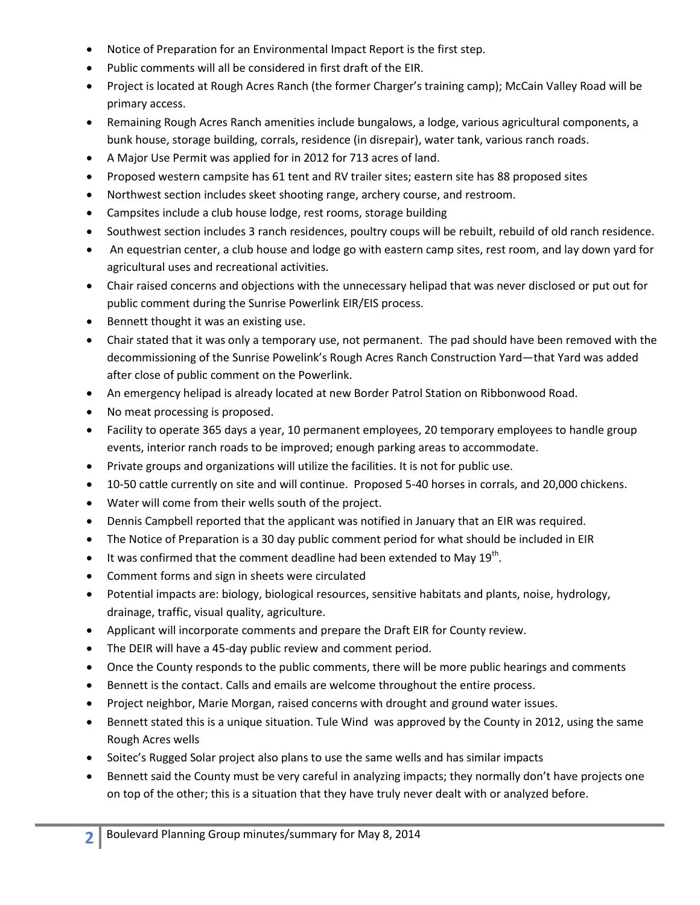- Notice of Preparation for an Environmental Impact Report is the first step.
- Public comments will all be considered in first draft of the EIR.
- Project is located at Rough Acres Ranch (the former Charger's training camp); McCain Valley Road will be primary access.
- Remaining Rough Acres Ranch amenities include bungalows, a lodge, various agricultural components, a bunk house, storage building, corrals, residence (in disrepair), water tank, various ranch roads.
- A Major Use Permit was applied for in 2012 for 713 acres of land.
- Proposed western campsite has 61 tent and RV trailer sites; eastern site has 88 proposed sites
- Northwest section includes skeet shooting range, archery course, and restroom.
- Campsites include a club house lodge, rest rooms, storage building
- Southwest section includes 3 ranch residences, poultry coups will be rebuilt, rebuild of old ranch residence.
- An equestrian center, a club house and lodge go with eastern camp sites, rest room, and lay down yard for agricultural uses and recreational activities.
- Chair raised concerns and objections with the unnecessary helipad that was never disclosed or put out for public comment during the Sunrise Powerlink EIR/EIS process.
- Bennett thought it was an existing use.
- Chair stated that it was only a temporary use, not permanent. The pad should have been removed with the decommissioning of the Sunrise Powelink's Rough Acres Ranch Construction Yard—that Yard was added after close of public comment on the Powerlink.
- An emergency helipad is already located at new Border Patrol Station on Ribbonwood Road.
- No meat processing is proposed.
- Facility to operate 365 days a year, 10 permanent employees, 20 temporary employees to handle group events, interior ranch roads to be improved; enough parking areas to accommodate.
- Private groups and organizations will utilize the facilities. It is not for public use.
- 10-50 cattle currently on site and will continue. Proposed 5-40 horses in corrals, and 20,000 chickens.
- Water will come from their wells south of the project.
- Dennis Campbell reported that the applicant was notified in January that an EIR was required.
- The Notice of Preparation is a 30 day public comment period for what should be included in EIR
- It was confirmed that the comment deadline had been extended to May 19th.
- Comment forms and sign in sheets were circulated
- Potential impacts are: biology, biological resources, sensitive habitats and plants, noise, hydrology, drainage, traffic, visual quality, agriculture.
- Applicant will incorporate comments and prepare the Draft EIR for County review.
- The DEIR will have a 45-day public review and comment period.
- Once the County responds to the public comments, there will be more public hearings and comments
- Bennett is the contact. Calls and emails are welcome throughout the entire process.
- Project neighbor, Marie Morgan, raised concerns with drought and ground water issues.
- Bennett stated this is a unique situation. Tule Wind was approved by the County in 2012, using the same Rough Acres wells
- Soitec's Rugged Solar project also plans to use the same wells and has similar impacts
- Bennett said the County must be very careful in analyzing impacts; they normally don't have projects one on top of the other; this is a situation that they have truly never dealt with or analyzed before.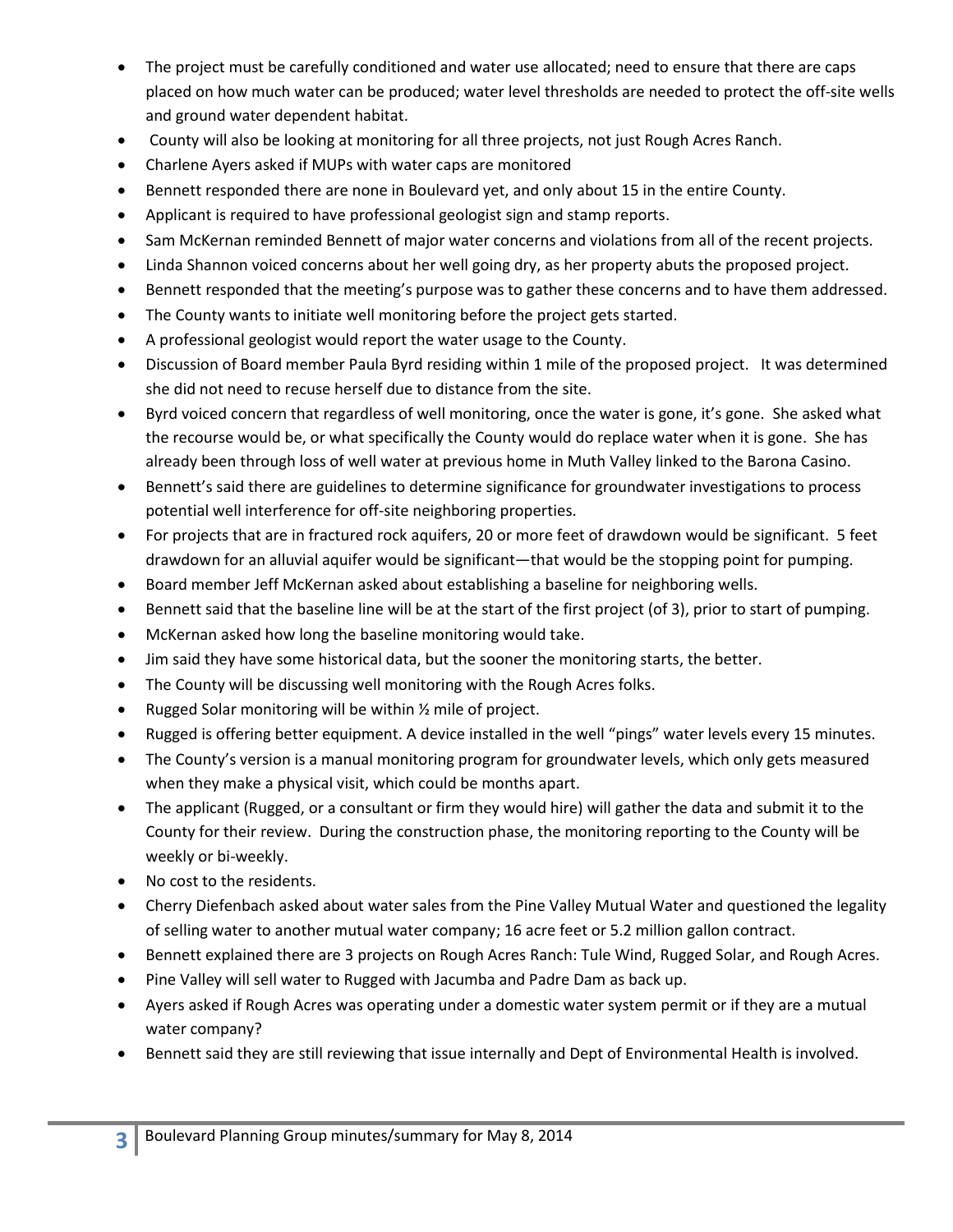- The project must be carefully conditioned and water use allocated; need to ensure that there are caps placed on how much water can be produced; water level thresholds are needed to protect the off-site wells and ground water dependent habitat.
- County will also be looking at monitoring for all three projects, not just Rough Acres Ranch.
- Charlene Ayers asked if MUPs with water caps are monitored
- Bennett responded there are none in Boulevard yet, and only about 15 in the entire County.
- Applicant is required to have professional geologist sign and stamp reports.
- Sam McKernan reminded Bennett of major water concerns and violations from all of the recent projects.
- Linda Shannon voiced concerns about her well going dry, as her property abuts the proposed project.
- Bennett responded that the meeting's purpose was to gather these concerns and to have them addressed.
- The County wants to initiate well monitoring before the project gets started.
- A professional geologist would report the water usage to the County.
- Discussion of Board member Paula Byrd residing within 1 mile of the proposed project. It was determined she did not need to recuse herself due to distance from the site.
- Byrd voiced concern that regardless of well monitoring, once the water is gone, it's gone. She asked what the recourse would be, or what specifically the County would do replace water when it is gone. She has already been through loss of well water at previous home in Muth Valley linked to the Barona Casino.
- Bennett's said there are guidelines to determine significance for groundwater investigations to process potential well interference for off-site neighboring properties.
- For projects that are in fractured rock aquifers, 20 or more feet of drawdown would be significant. 5 feet drawdown for an alluvial aquifer would be significant—that would be the stopping point for pumping.
- Board member Jeff McKernan asked about establishing a baseline for neighboring wells.
- Bennett said that the baseline line will be at the start of the first project (of 3), prior to start of pumping.
- McKernan asked how long the baseline monitoring would take.
- Jim said they have some historical data, but the sooner the monitoring starts, the better.
- The County will be discussing well monitoring with the Rough Acres folks.
- Rugged Solar monitoring will be within ½ mile of project.
- Rugged is offering better equipment. A device installed in the well "pings" water levels every 15 minutes.
- The County's version is a manual monitoring program for groundwater levels, which only gets measured when they make a physical visit, which could be months apart.
- The applicant (Rugged, or a consultant or firm they would hire) will gather the data and submit it to the County for their review. During the construction phase, the monitoring reporting to the County will be weekly or bi-weekly.
- No cost to the residents.
- Cherry Diefenbach asked about water sales from the Pine Valley Mutual Water and questioned the legality of selling water to another mutual water company; 16 acre feet or 5.2 million gallon contract.
- Bennett explained there are 3 projects on Rough Acres Ranch: Tule Wind, Rugged Solar, and Rough Acres.
- Pine Valley will sell water to Rugged with Jacumba and Padre Dam as back up.
- Ayers asked if Rough Acres was operating under a domestic water system permit or if they are a mutual water company?
- Bennett said they are still reviewing that issue internally and Dept of Environmental Health is involved.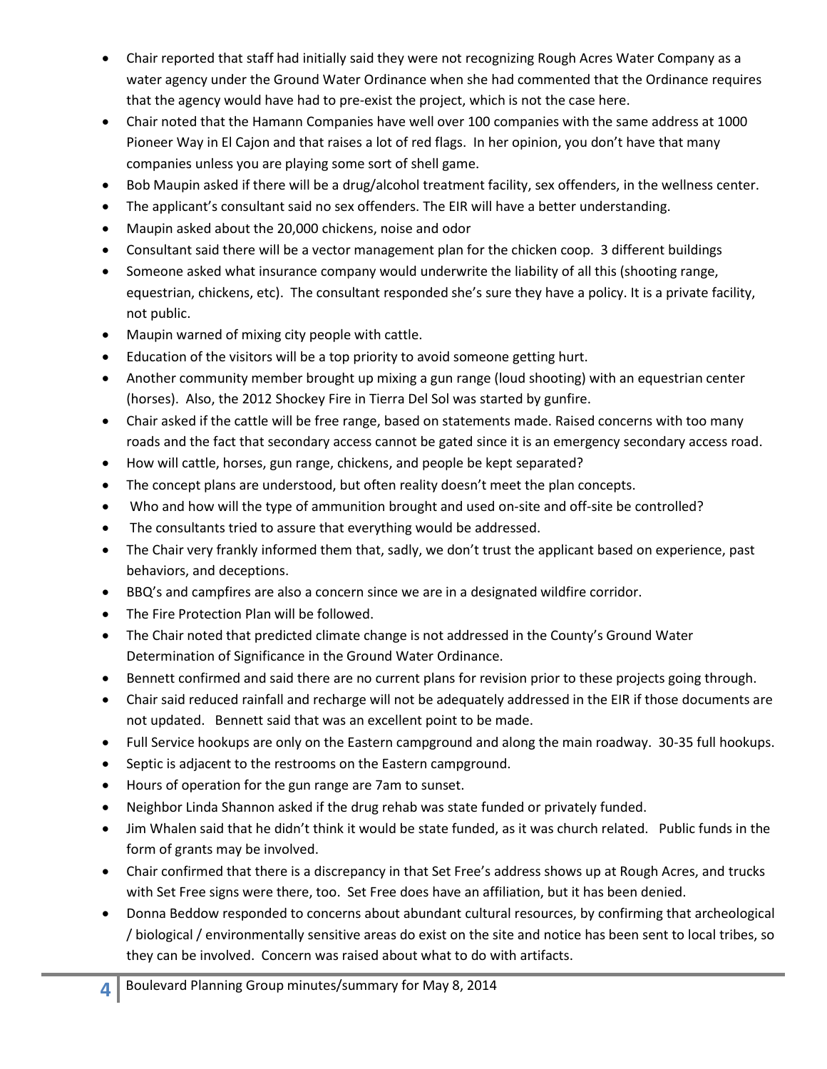- Chair reported that staff had initially said they were not recognizing Rough Acres Water Company as a water agency under the Ground Water Ordinance when she had commented that the Ordinance requires that the agency would have had to pre-exist the project, which is not the case here.
- Chair noted that the Hamann Companies have well over 100 companies with the same address at 1000 Pioneer Way in El Cajon and that raises a lot of red flags. In her opinion, you don't have that many companies unless you are playing some sort of shell game.
- Bob Maupin asked if there will be a drug/alcohol treatment facility, sex offenders, in the wellness center.
- The applicant's consultant said no sex offenders. The EIR will have a better understanding.
- Maupin asked about the 20,000 chickens, noise and odor
- Consultant said there will be a vector management plan for the chicken coop. 3 different buildings
- Someone asked what insurance company would underwrite the liability of all this (shooting range, equestrian, chickens, etc). The consultant responded she's sure they have a policy. It is a private facility, not public.
- Maupin warned of mixing city people with cattle.
- Education of the visitors will be a top priority to avoid someone getting hurt.
- Another community member brought up mixing a gun range (loud shooting) with an equestrian center (horses). Also, the 2012 Shockey Fire in Tierra Del Sol was started by gunfire.
- Chair asked if the cattle will be free range, based on statements made. Raised concerns with too many roads and the fact that secondary access cannot be gated since it is an emergency secondary access road.
- How will cattle, horses, gun range, chickens, and people be kept separated?
- The concept plans are understood, but often reality doesn't meet the plan concepts.
- Who and how will the type of ammunition brought and used on-site and off-site be controlled?
- The consultants tried to assure that everything would be addressed.
- The Chair very frankly informed them that, sadly, we don't trust the applicant based on experience, past behaviors, and deceptions.
- BBQ's and campfires are also a concern since we are in a designated wildfire corridor.
- The Fire Protection Plan will be followed.
- The Chair noted that predicted climate change is not addressed in the County's Ground Water Determination of Significance in the Ground Water Ordinance.
- Bennett confirmed and said there are no current plans for revision prior to these projects going through.
- Chair said reduced rainfall and recharge will not be adequately addressed in the EIR if those documents are not updated. Bennett said that was an excellent point to be made.
- Full Service hookups are only on the Eastern campground and along the main roadway. 30-35 full hookups.
- Septic is adjacent to the restrooms on the Eastern campground.
- Hours of operation for the gun range are 7am to sunset.
- Neighbor Linda Shannon asked if the drug rehab was state funded or privately funded.
- Jim Whalen said that he didn't think it would be state funded, as it was church related. Public funds in the form of grants may be involved.
- Chair confirmed that there is a discrepancy in that Set Free's address shows up at Rough Acres, and trucks with Set Free signs were there, too. Set Free does have an affiliation, but it has been denied.
- Donna Beddow responded to concerns about abundant cultural resources, by confirming that archeological / biological / environmentally sensitive areas do exist on the site and notice has been sent to local tribes, so they can be involved. Concern was raised about what to do with artifacts.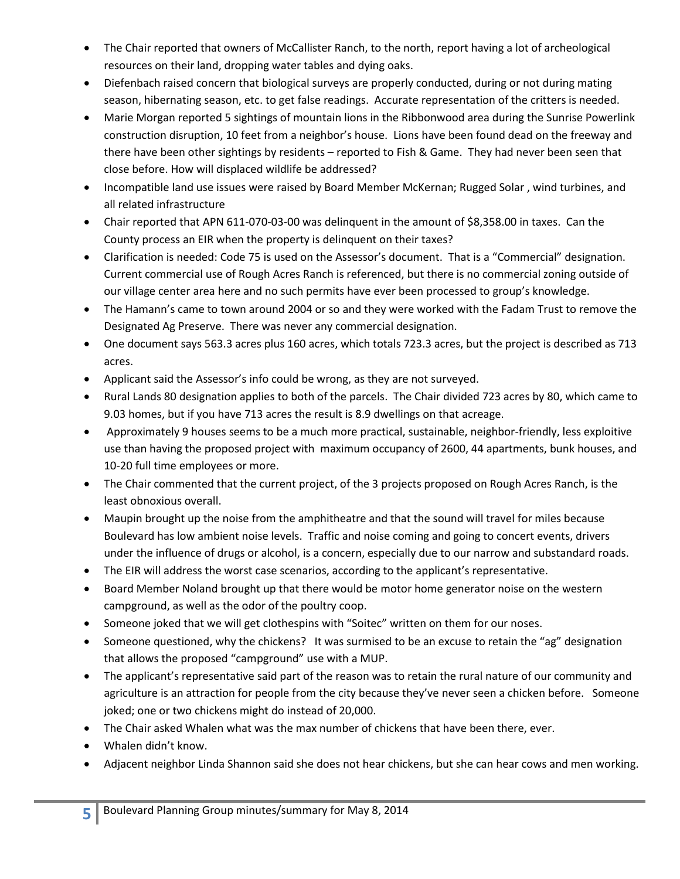- The Chair reported that owners of McCallister Ranch, to the north, report having a lot of archeological resources on their land, dropping water tables and dying oaks.
- Diefenbach raised concern that biological surveys are properly conducted, during or not during mating season, hibernating season, etc. to get false readings. Accurate representation of the critters is needed.
- Marie Morgan reported 5 sightings of mountain lions in the Ribbonwood area during the Sunrise Powerlink construction disruption, 10 feet from a neighbor's house. Lions have been found dead on the freeway and there have been other sightings by residents – reported to Fish & Game. They had never been seen that close before. How will displaced wildlife be addressed?
- Incompatible land use issues were raised by Board Member McKernan; Rugged Solar , wind turbines, and all related infrastructure
- Chair reported that APN 611-070-03-00 was delinquent in the amount of $8,358.00 in taxes. Can the County process an EIR when the property is delinquent on their taxes?
- Clarification is needed: Code 75 is used on the Assessor's document. That is a "Commercial" designation. Current commercial use of Rough Acres Ranch is referenced, but there is no commercial zoning outside of our village center area here and no such permits have ever been processed to group's knowledge.
- The Hamann's came to town around 2004 or so and they were worked with the Fadam Trust to remove the Designated Ag Preserve. There was never any commercial designation.
- One document says 563.3 acres plus 160 acres, which totals 723.3 acres, but the project is described as 713 acres.
- Applicant said the Assessor's info could be wrong, as they are not surveyed.
- Rural Lands 80 designation applies to both of the parcels. The Chair divided 723 acres by 80, which came to 9.03 homes, but if you have 713 acres the result is 8.9 dwellings on that acreage.
- Approximately 9 houses seems to be a much more practical, sustainable, neighbor-friendly, less exploitive use than having the proposed project with maximum occupancy of 2600, 44 apartments, bunk houses, and 10-20 full time employees or more.
- The Chair commented that the current project, of the 3 projects proposed on Rough Acres Ranch, is the least obnoxious overall.
- Maupin brought up the noise from the amphitheatre and that the sound will travel for miles because Boulevard has low ambient noise levels. Traffic and noise coming and going to concert events, drivers under the influence of drugs or alcohol, is a concern, especially due to our narrow and substandard roads.
- The EIR will address the worst case scenarios, according to the applicant's representative.
- Board Member Noland brought up that there would be motor home generator noise on the western campground, as well as the odor of the poultry coop.
- Someone joked that we will get clothespins with "Soitec" written on them for our noses.
- Someone questioned, why the chickens? It was surmised to be an excuse to retain the "ag" designation that allows the proposed "campground" use with a MUP.
- The applicant's representative said part of the reason was to retain the rural nature of our community and agriculture is an attraction for people from the city because they've never seen a chicken before. Someone joked; one or two chickens might do instead of 20,000.
- The Chair asked Whalen what was the max number of chickens that have been there, ever.
- Whalen didn't know.
- Adjacent neighbor Linda Shannon said she does not hear chickens, but she can hear cows and men working.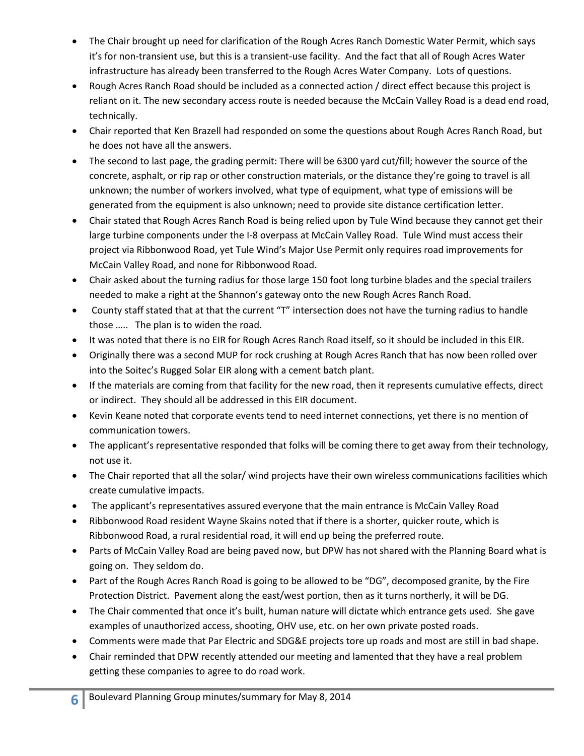- The Chair brought up need for clarification of the Rough Acres Ranch Domestic Water Permit, which says it's for non-transient use, but this is a transient-use facility. And the fact that all of Rough Acres Water infrastructure has already been transferred to the Rough Acres Water Company. Lots of questions.
- Rough Acres Ranch Road should be included as a connected action / direct effect because this project is reliant on it. The new secondary access route is needed because the McCain Valley Road is a dead end road, technically.
- Chair reported that Ken Brazell had responded on some the questions about Rough Acres Ranch Road, but he does not have all the answers.
- The second to last page, the grading permit: There will be 6300 yard cut/fill; however the source of the concrete, asphalt, or rip rap or other construction materials, or the distance they're going to travel is all unknown; the number of workers involved, what type of equipment, what type of emissions will be generated from the equipment is also unknown; need to provide site distance certification letter.
- Chair stated that Rough Acres Ranch Road is being relied upon by Tule Wind because they cannot get their large turbine components under the I-8 overpass at McCain Valley Road. Tule Wind must access their project via Ribbonwood Road, yet Tule Wind's Major Use Permit only requires road improvements for McCain Valley Road, and none for Ribbonwood Road.
- Chair asked about the turning radius for those large 150 foot long turbine blades and the special trailers needed to make a right at the Shannon's gateway onto the new Rough Acres Ranch Road.
- County staff stated that at that the current "T" intersection does not have the turning radius to handle those ….. The plan is to widen the road.
- It was noted that there is no EIR for Rough Acres Ranch Road itself, so it should be included in this EIR.
- Originally there was a second MUP for rock crushing at Rough Acres Ranch that has now been rolled over into the Soitec's Rugged Solar EIR along with a cement batch plant.
- If the materials are coming from that facility for the new road, then it represents cumulative effects, direct or indirect. They should all be addressed in this EIR document.
- Kevin Keane noted that corporate events tend to need internet connections, yet there is no mention of communication towers.
- The applicant's representative responded that folks will be coming there to get away from their technology, not use it.
- The Chair reported that all the solar/ wind projects have their own wireless communications facilities which create cumulative impacts.
- The applicant's representatives assured everyone that the main entrance is McCain Valley Road
- Ribbonwood Road resident Wayne Skains noted that if there is a shorter, quicker route, which is Ribbonwood Road, a rural residential road, it will end up being the preferred route.
- Parts of McCain Valley Road are being paved now, but DPW has not shared with the Planning Board what is going on. They seldom do.
- Part of the Rough Acres Ranch Road is going to be allowed to be "DG", decomposed granite, by the Fire Protection District. Pavement along the east/west portion, then as it turns northerly, it will be DG.
- The Chair commented that once it's built, human nature will dictate which entrance gets used. She gave examples of unauthorized access, shooting, OHV use, etc. on her own private posted roads.
- Comments were made that Par Electric and SDG&E projects tore up roads and most are still in bad shape.
- Chair reminded that DPW recently attended our meeting and lamented that they have a real problem getting these companies to agree to do road work.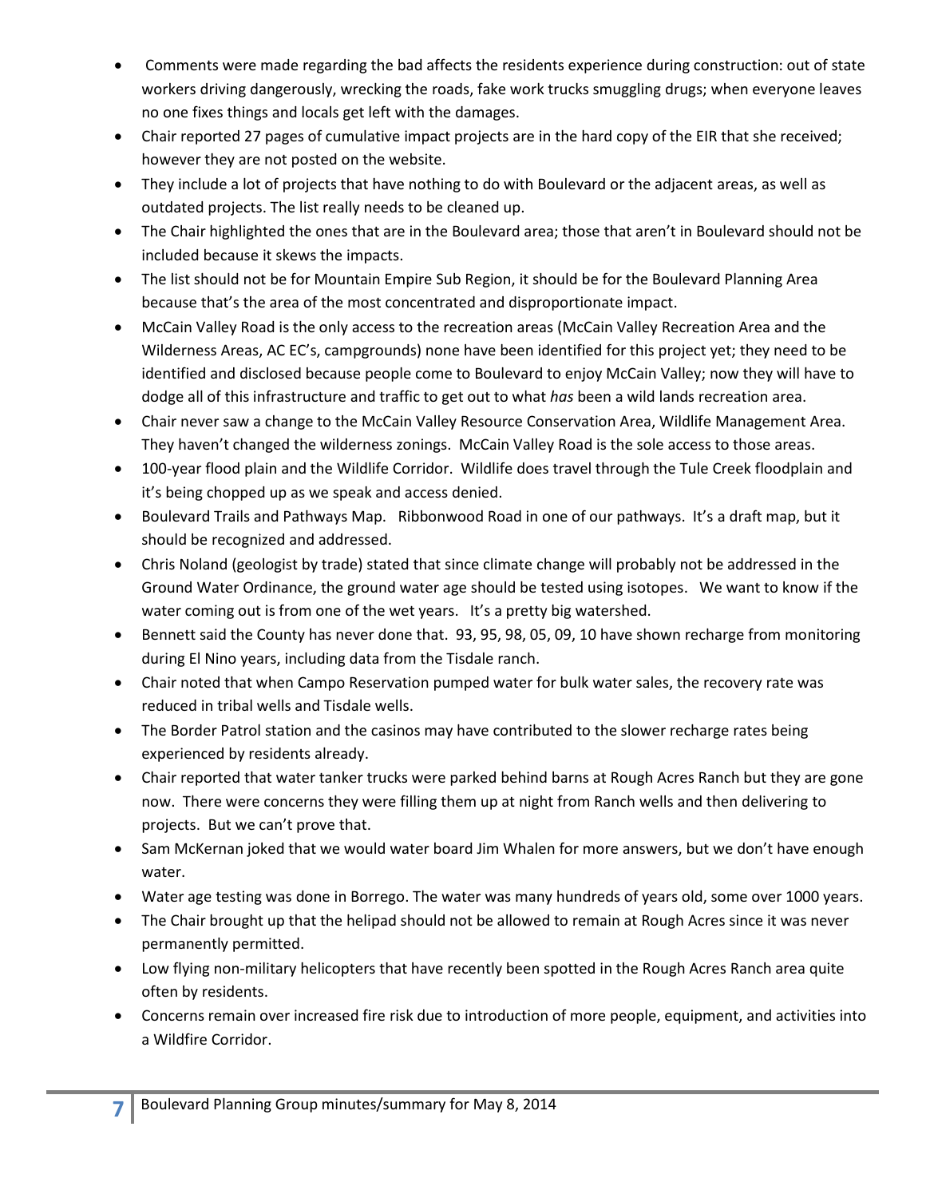- Comments were made regarding the bad affects the residents experience during construction: out of state workers driving dangerously, wrecking the roads, fake work trucks smuggling drugs; when everyone leaves no one fixes things and locals get left with the damages.
- Chair reported 27 pages of cumulative impact projects are in the hard copy of the EIR that she received; however they are not posted on the website.
- They include a lot of projects that have nothing to do with Boulevard or the adjacent areas, as well as outdated projects. The list really needs to be cleaned up.
- The Chair highlighted the ones that are in the Boulevard area; those that aren't in Boulevard should not be included because it skews the impacts.
- The list should not be for Mountain Empire Sub Region, it should be for the Boulevard Planning Area because that's the area of the most concentrated and disproportionate impact.
- McCain Valley Road is the only access to the recreation areas (McCain Valley Recreation Area and the Wilderness Areas, AC EC's, campgrounds) none have been identified for this project yet; they need to be identified and disclosed because people come to Boulevard to enjoy McCain Valley; now they will have to dodge all of this infrastructure and traffic to get out to what *has* been a wild lands recreation area.
- Chair never saw a change to the McCain Valley Resource Conservation Area, Wildlife Management Area. They haven't changed the wilderness zonings. McCain Valley Road is the sole access to those areas.
- 100-year flood plain and the Wildlife Corridor. Wildlife does travel through the Tule Creek floodplain and it's being chopped up as we speak and access denied.
- Boulevard Trails and Pathways Map. Ribbonwood Road in one of our pathways. It's a draft map, but it should be recognized and addressed.
- Chris Noland (geologist by trade) stated that since climate change will probably not be addressed in the Ground Water Ordinance, the ground water age should be tested using isotopes. We want to know if the water coming out is from one of the wet years. It's a pretty big watershed.
- Bennett said the County has never done that. 93, 95, 98, 05, 09, 10 have shown recharge from monitoring during El Nino years, including data from the Tisdale ranch.
- Chair noted that when Campo Reservation pumped water for bulk water sales, the recovery rate was reduced in tribal wells and Tisdale wells.
- The Border Patrol station and the casinos may have contributed to the slower recharge rates being experienced by residents already.
- Chair reported that water tanker trucks were parked behind barns at Rough Acres Ranch but they are gone now. There were concerns they were filling them up at night from Ranch wells and then delivering to projects. But we can't prove that.
- Sam McKernan joked that we would water board Jim Whalen for more answers, but we don't have enough water.
- Water age testing was done in Borrego. The water was many hundreds of years old, some over 1000 years.
- The Chair brought up that the helipad should not be allowed to remain at Rough Acres since it was never permanently permitted.
- Low flying non-military helicopters that have recently been spotted in the Rough Acres Ranch area quite often by residents.
- Concerns remain over increased fire risk due to introduction of more people, equipment, and activities into a Wildfire Corridor.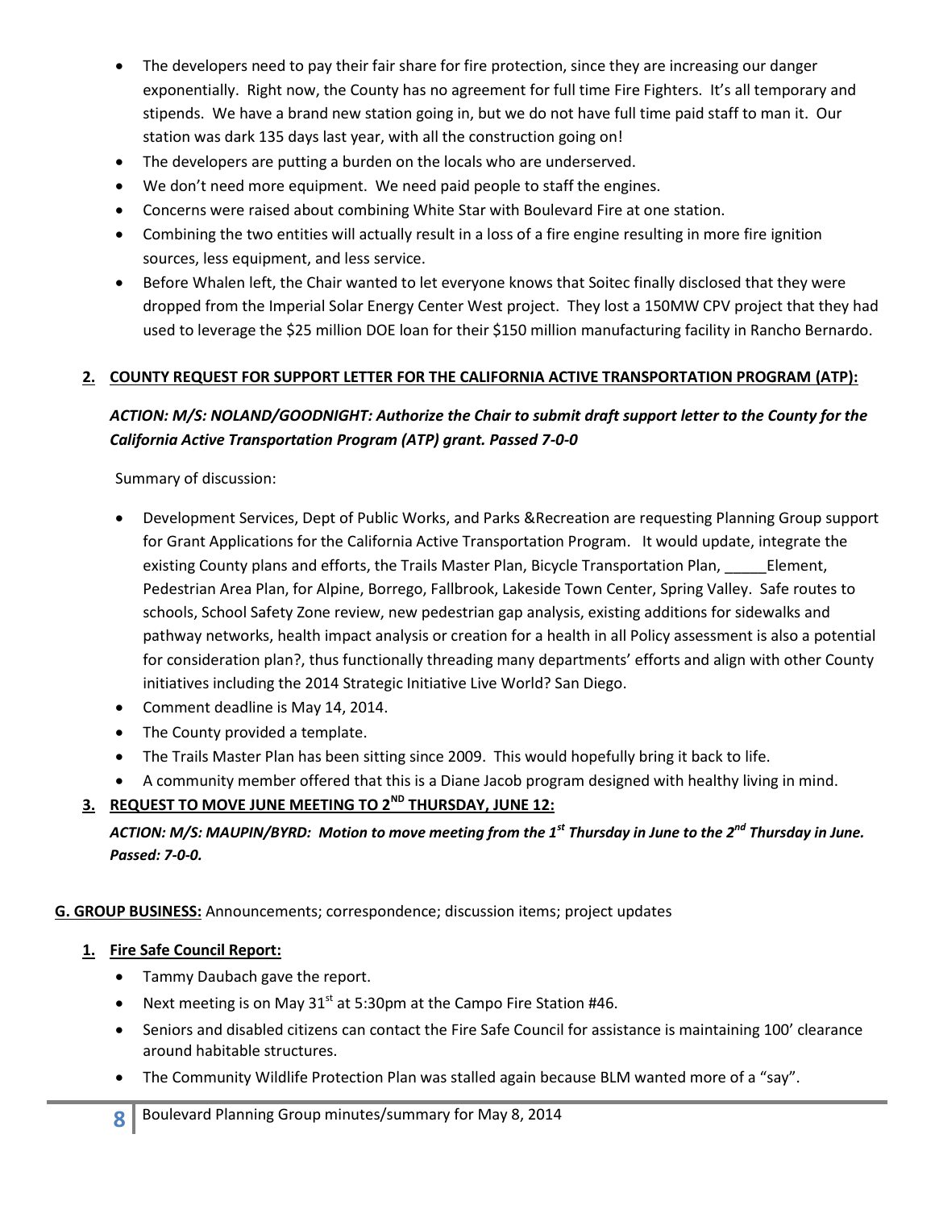- The developers need to pay their fair share for fire protection, since they are increasing our danger exponentially. Right now, the County has no agreement for full time Fire Fighters. It's all temporary and stipends. We have a brand new station going in, but we do not have full time paid staff to man it. Our station was dark 135 days last year, with all the construction going on!
- The developers are putting a burden on the locals who are underserved.
- We don't need more equipment. We need paid people to staff the engines.
- Concerns were raised about combining White Star with Boulevard Fire at one station.
- Combining the two entities will actually result in a loss of a fire engine resulting in more fire ignition sources, less equipment, and less service.
- Before Whalen left, the Chair wanted to let everyone knows that Soitec finally disclosed that they were dropped from the Imperial Solar Energy Center West project. They lost a 150MW CPV project that they had used to leverage the $25 million DOE loan for their $150 million manufacturing facility in Rancho Bernardo.

**2. COUNTY REQUEST FOR SUPPORT LETTER FOR THE CALIFORNIA ACTIVE TRANSPORTATION PROGRAM (ATP):**

***ACTION: M/S: NOLAND/GOODNIGHT: Authorize the Chair to submit draft support letter to the County for the California Active Transportation Program (ATP) grant. Passed 7-0-0***

Summary of discussion:

- Development Services, Dept of Public Works, and Parks &Recreation are requesting Planning Group support for Grant Applications for the California Active Transportation Program. It would update, integrate the existing County plans and efforts, the Trails Master Plan, Bicycle Transportation Plan, _____Element, Pedestrian Area Plan, for Alpine, Borrego, Fallbrook, Lakeside Town Center, Spring Valley. Safe routes to schools, School Safety Zone review, new pedestrian gap analysis, existing additions for sidewalks and pathway networks, health impact analysis or creation for a health in all Policy assessment is also a potential for consideration plan?, thus functionally threading many departments' efforts and align with other County initiatives including the 2014 Strategic Initiative Live World? San Diego.
- Comment deadline is May 14, 2014.
- The County provided a template.
- The Trails Master Plan has been sitting since 2009. This would hopefully bring it back to life.
- A community member offered that this is a Diane Jacob program designed with healthy living in mind.

**3. REQUEST TO MOVE JUNE MEETING TO 2ND THURSDAY, JUNE 12:**

***ACTION: M/S: MAUPIN/BYRD: Motion to move meeting from the 1st Thursday in June to the 2nd Thursday in June. Passed: 7-0-0.***

**G. GROUP BUSINESS:** Announcements; correspondence; discussion items; project updates

**1. Fire Safe Council Report:**

- Tammy Daubach gave the report.
- Next meeting is on May 31st at 5:30pm at the Campo Fire Station #46.
- Seniors and disabled citizens can contact the Fire Safe Council for assistance is maintaining 100' clearance around habitable structures.
- The Community Wildlife Protection Plan was stalled again because BLM wanted more of a "say".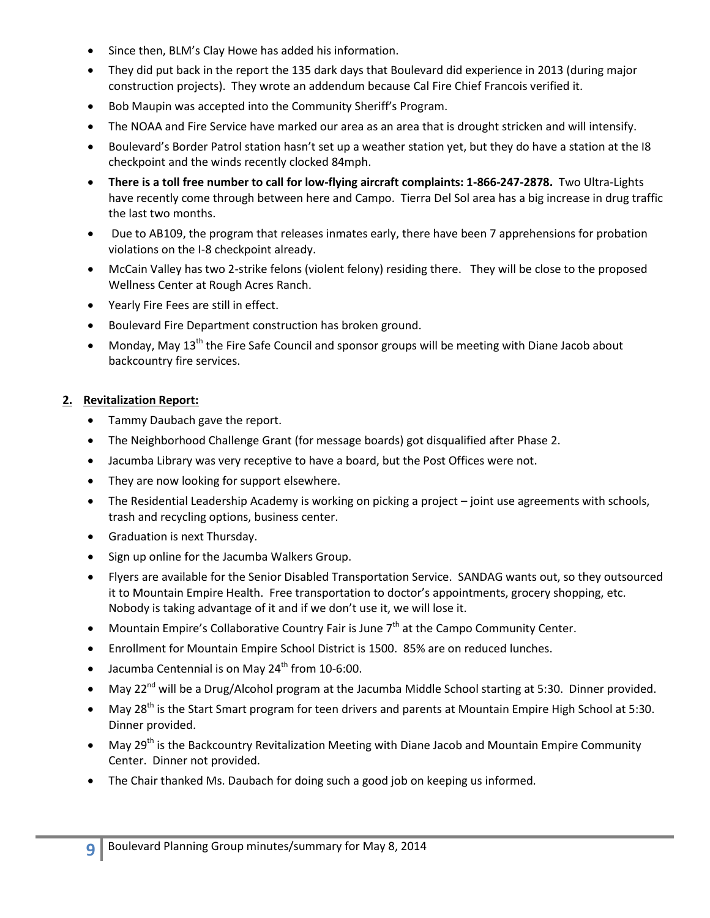- Since then, BLM's Clay Howe has added his information.
- They did put back in the report the 135 dark days that Boulevard did experience in 2013 (during major construction projects). They wrote an addendum because Cal Fire Chief Francois verified it.
- Bob Maupin was accepted into the Community Sheriff's Program.
- The NOAA and Fire Service have marked our area as an area that is drought stricken and will intensify.
- Boulevard's Border Patrol station hasn't set up a weather station yet, but they do have a station at the I8 checkpoint and the winds recently clocked 84mph.
- **There is a toll free number to call for low-flying aircraft complaints: 1-866-247-2878.** Two Ultra-Lights have recently come through between here and Campo. Tierra Del Sol area has a big increase in drug traffic the last two months.
- Due to AB109, the program that releases inmates early, there have been 7 apprehensions for probation violations on the I-8 checkpoint already.
- McCain Valley has two 2-strike felons (violent felony) residing there. They will be close to the proposed Wellness Center at Rough Acres Ranch.
- Yearly Fire Fees are still in effect.
- Boulevard Fire Department construction has broken ground.
- Monday, May 13th the Fire Safe Council and sponsor groups will be meeting with Diane Jacob about backcountry fire services.

**2. Revitalization Report:**

- Tammy Daubach gave the report.
- The Neighborhood Challenge Grant (for message boards) got disqualified after Phase 2.
- Jacumba Library was very receptive to have a board, but the Post Offices were not.
- They are now looking for support elsewhere.
- The Residential Leadership Academy is working on picking a project – joint use agreements with schools, trash and recycling options, business center.
- Graduation is next Thursday.
- Sign up online for the Jacumba Walkers Group.
- Flyers are available for the Senior Disabled Transportation Service. SANDAG wants out, so they outsourced it to Mountain Empire Health. Free transportation to doctor's appointments, grocery shopping, etc. Nobody is taking advantage of it and if we don't use it, we will lose it.
- Mountain Empire's Collaborative Country Fair is June 7th at the Campo Community Center.
- Enrollment for Mountain Empire School District is 1500. 85% are on reduced lunches.
- Jacumba Centennial is on May 24th from 10-6:00.
- May 22nd will be a Drug/Alcohol program at the Jacumba Middle School starting at 5:30. Dinner provided.
- May 28th is the Start Smart program for teen drivers and parents at Mountain Empire High School at 5:30. Dinner provided.
- May 29th is the Backcountry Revitalization Meeting with Diane Jacob and Mountain Empire Community Center. Dinner not provided.
- The Chair thanked Ms. Daubach for doing such a good job on keeping us informed.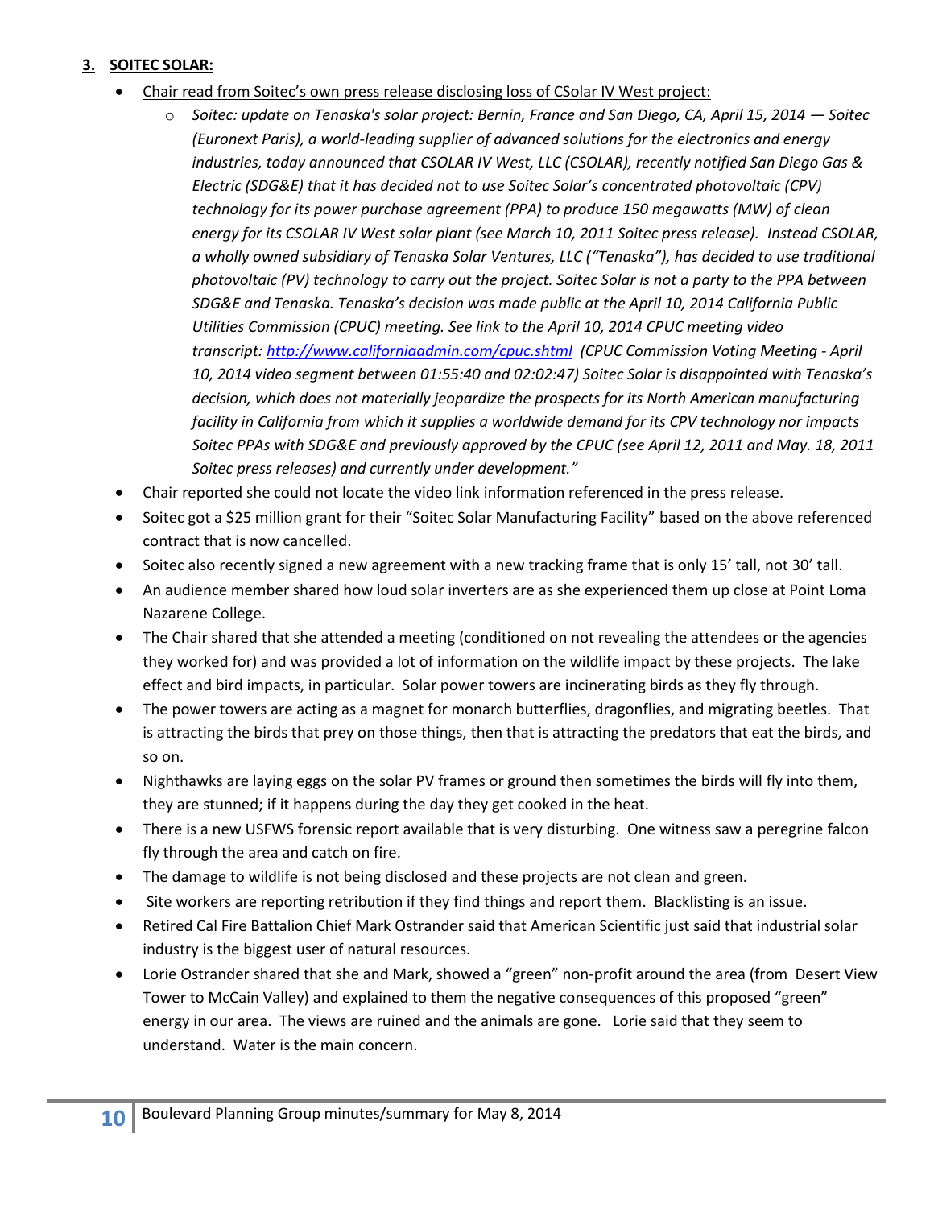**3. SOITEC SOLAR:**

- Chair read from Soitec's own press release disclosing loss of CSolar IV West project:
    - *Soitec: update on Tenaska's solar project: Bernin, France and San Diego, CA, April 15, 2014 — Soitec (Euronext Paris), a world-leading supplier of advanced solutions for the electronics and energy industries, today announced that CSOLAR IV West, LLC (CSOLAR), recently notified San Diego Gas & Electric (SDG&E) that it has decided not to use Soitec Solar's concentrated photovoltaic (CPV) technology for its power purchase agreement (PPA) to produce 150 megawatts (MW) of clean energy for its CSOLAR IV West solar plant (see March 10, 2011 Soitec press release). Instead CSOLAR, a wholly owned subsidiary of Tenaska Solar Ventures, LLC ("Tenaska"), has decided to use traditional photovoltaic (PV) technology to carry out the project. Soitec Solar is not a party to the PPA between SDG&E and Tenaska. Tenaska's decision was made public at the April 10, 2014 California Public Utilities Commission (CPUC) meeting. See link to the April 10, 2014 CPUC meeting video transcript: [http://www.californiaadmin.com/cpuc.shtml](http://www.californiaadmin.com/cpuc.shtml) (CPUC Commission Voting Meeting - April 10, 2014 video segment between 01:55:40 and 02:02:47) Soitec Solar is disappointed with Tenaska's decision, which does not materially jeopardize the prospects for its North American manufacturing facility in California from which it supplies a worldwide demand for its CPV technology nor impacts Soitec PPAs with SDG&E and previously approved by the CPUC (see April 12, 2011 and May. 18, 2011 Soitec press releases) and currently under development."*
- Chair reported she could not locate the video link information referenced in the press release.
- Soitec got a $25 million grant for their "Soitec Solar Manufacturing Facility" based on the above referenced contract that is now cancelled.
- Soitec also recently signed a new agreement with a new tracking frame that is only 15' tall, not 30' tall.
- An audience member shared how loud solar inverters are as she experienced them up close at Point Loma Nazarene College.
- The Chair shared that she attended a meeting (conditioned on not revealing the attendees or the agencies they worked for) and was provided a lot of information on the wildlife impact by these projects. The lake effect and bird impacts, in particular. Solar power towers are incinerating birds as they fly through.
- The power towers are acting as a magnet for monarch butterflies, dragonflies, and migrating beetles. That is attracting the birds that prey on those things, then that is attracting the predators that eat the birds, and so on.
- Nighthawks are laying eggs on the solar PV frames or ground then sometimes the birds will fly into them, they are stunned; if it happens during the day they get cooked in the heat.
- There is a new USFWS forensic report available that is very disturbing. One witness saw a peregrine falcon fly through the area and catch on fire.
- The damage to wildlife is not being disclosed and these projects are not clean and green.
- Site workers are reporting retribution if they find things and report them. Blacklisting is an issue.
- Retired Cal Fire Battalion Chief Mark Ostrander said that American Scientific just said that industrial solar industry is the biggest user of natural resources.
- Lorie Ostrander shared that she and Mark, showed a "green" non-profit around the area (from Desert View Tower to McCain Valley) and explained to them the negative consequences of this proposed "green" energy in our area. The views are ruined and the animals are gone. Lorie said that they seem to understand. Water is the main concern.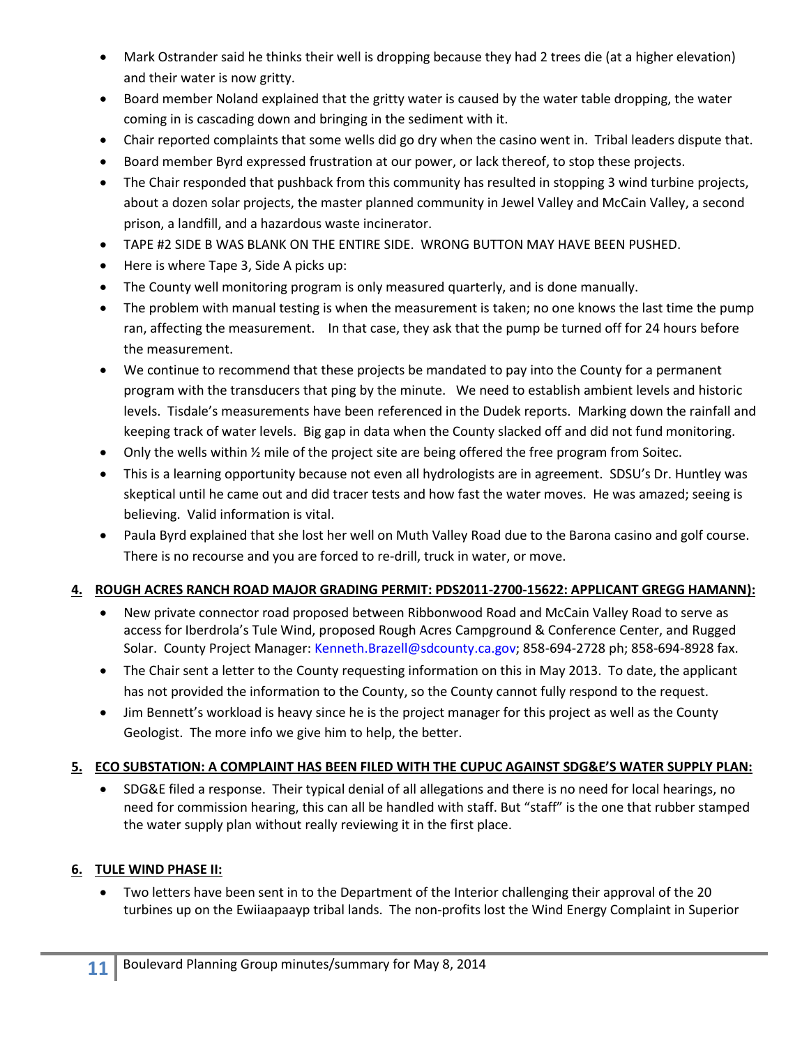- Mark Ostrander said he thinks their well is dropping because they had 2 trees die (at a higher elevation) and their water is now gritty.
- Board member Noland explained that the gritty water is caused by the water table dropping, the water coming in is cascading down and bringing in the sediment with it.
- Chair reported complaints that some wells did go dry when the casino went in. Tribal leaders dispute that.
- Board member Byrd expressed frustration at our power, or lack thereof, to stop these projects.
- The Chair responded that pushback from this community has resulted in stopping 3 wind turbine projects, about a dozen solar projects, the master planned community in Jewel Valley and McCain Valley, a second prison, a landfill, and a hazardous waste incinerator.
- TAPE #2 SIDE B WAS BLANK ON THE ENTIRE SIDE. WRONG BUTTON MAY HAVE BEEN PUSHED.
- Here is where Tape 3, Side A picks up:
- The County well monitoring program is only measured quarterly, and is done manually.
- The problem with manual testing is when the measurement is taken; no one knows the last time the pump ran, affecting the measurement. In that case, they ask that the pump be turned off for 24 hours before the measurement.
- We continue to recommend that these projects be mandated to pay into the County for a permanent program with the transducers that ping by the minute. We need to establish ambient levels and historic levels. Tisdale's measurements have been referenced in the Dudek reports. Marking down the rainfall and keeping track of water levels. Big gap in data when the County slacked off and did not fund monitoring.
- Only the wells within ½ mile of the project site are being offered the free program from Soitec.
- This is a learning opportunity because not even all hydrologists are in agreement. SDSU's Dr. Huntley was skeptical until he came out and did tracer tests and how fast the water moves. He was amazed; seeing is believing. Valid information is vital.
- Paula Byrd explained that she lost her well on Muth Valley Road due to the Barona casino and golf course. There is no recourse and you are forced to re-drill, truck in water, or move.

**4. ROUGH ACRES RANCH ROAD MAJOR GRADING PERMIT: PDS2011-2700-15622: APPLICANT GREGG HAMANN):**

- New private connector road proposed between Ribbonwood Road and McCain Valley Road to serve as access for Iberdrola's Tule Wind, proposed Rough Acres Campground & Conference Center, and Rugged Solar. County Project Manager: Kenneth.Brazell@sdcounty.ca.gov; 858-694-2728 ph; 858-694-8928 fax.
- The Chair sent a letter to the County requesting information on this in May 2013. To date, the applicant has not provided the information to the County, so the County cannot fully respond to the request.
- Jim Bennett's workload is heavy since he is the project manager for this project as well as the County Geologist. The more info we give him to help, the better.

**5. ECO SUBSTATION: A COMPLAINT HAS BEEN FILED WITH THE CUPUC AGAINST SDG&E'S WATER SUPPLY PLAN:**

- SDG&E filed a response. Their typical denial of all allegations and there is no need for local hearings, no need for commission hearing, this can all be handled with staff. But "staff" is the one that rubber stamped the water supply plan without really reviewing it in the first place.

**6. TULE WIND PHASE II:**

- Two letters have been sent in to the Department of the Interior challenging their approval of the 20 turbines up on the Ewiiaapaayp tribal lands. The non-profits lost the Wind Energy Complaint in Superior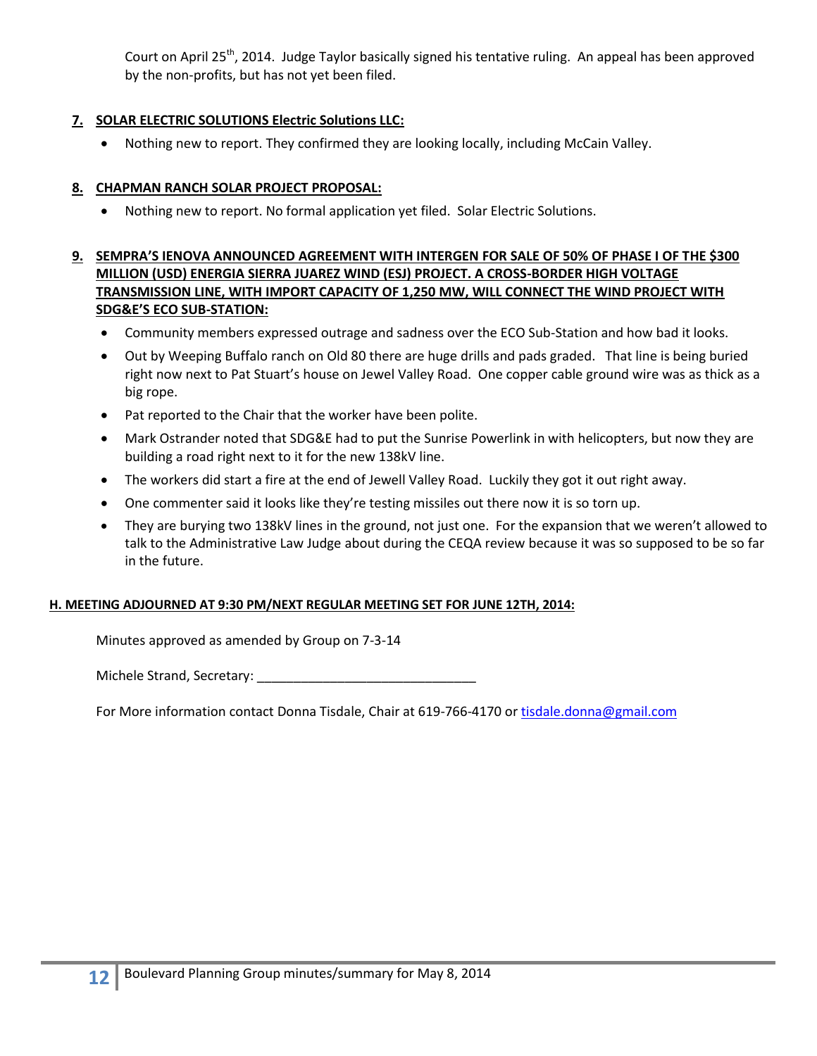Court on April 25th, 2014. Judge Taylor basically signed his tentative ruling. An appeal has been approved by the non-profits, but has not yet been filed.

**7. SOLAR ELECTRIC SOLUTIONS Electric Solutions LLC:**

- Nothing new to report. They confirmed they are looking locally, including McCain Valley.

**8. CHAPMAN RANCH SOLAR PROJECT PROPOSAL:**

- Nothing new to report. No formal application yet filed. Solar Electric Solutions.

**9. SEMPRA'S IENOVA ANNOUNCED AGREEMENT WITH INTERGEN FOR SALE OF 50% OF PHASE I OF THE $300 MILLION (USD) ENERGIA SIERRA JUAREZ WIND (ESJ) PROJECT. A CROSS-BORDER HIGH VOLTAGE TRANSMISSION LINE, WITH IMPORT CAPACITY OF 1,250 MW, WILL CONNECT THE WIND PROJECT WITH SDG&E'S ECO SUB-STATION:**

- Community members expressed outrage and sadness over the ECO Sub-Station and how bad it looks.
- Out by Weeping Buffalo ranch on Old 80 there are huge drills and pads graded. That line is being buried right now next to Pat Stuart's house on Jewel Valley Road. One copper cable ground wire was as thick as a big rope.
- Pat reported to the Chair that the worker have been polite.
- Mark Ostrander noted that SDG&E had to put the Sunrise Powerlink in with helicopters, but now they are building a road right next to it for the new 138kV line.
- The workers did start a fire at the end of Jewell Valley Road. Luckily they got it out right away.
- One commenter said it looks like they're testing missiles out there now it is so torn up.
- They are burying two 138kV lines in the ground, not just one. For the expansion that we weren't allowed to talk to the Administrative Law Judge about during the CEQA review because it was so supposed to be so far in the future.

**H. MEETING ADJOURNED AT 9:30 PM/NEXT REGULAR MEETING SET FOR JUNE 12TH, 2014:**

Minutes approved as amended by Group on 7-3-14

Michele Strand, Secretary: ______________________________

For More information contact Donna Tisdale, Chair at 619-766-4170 or tisdale.donna@gmail.com